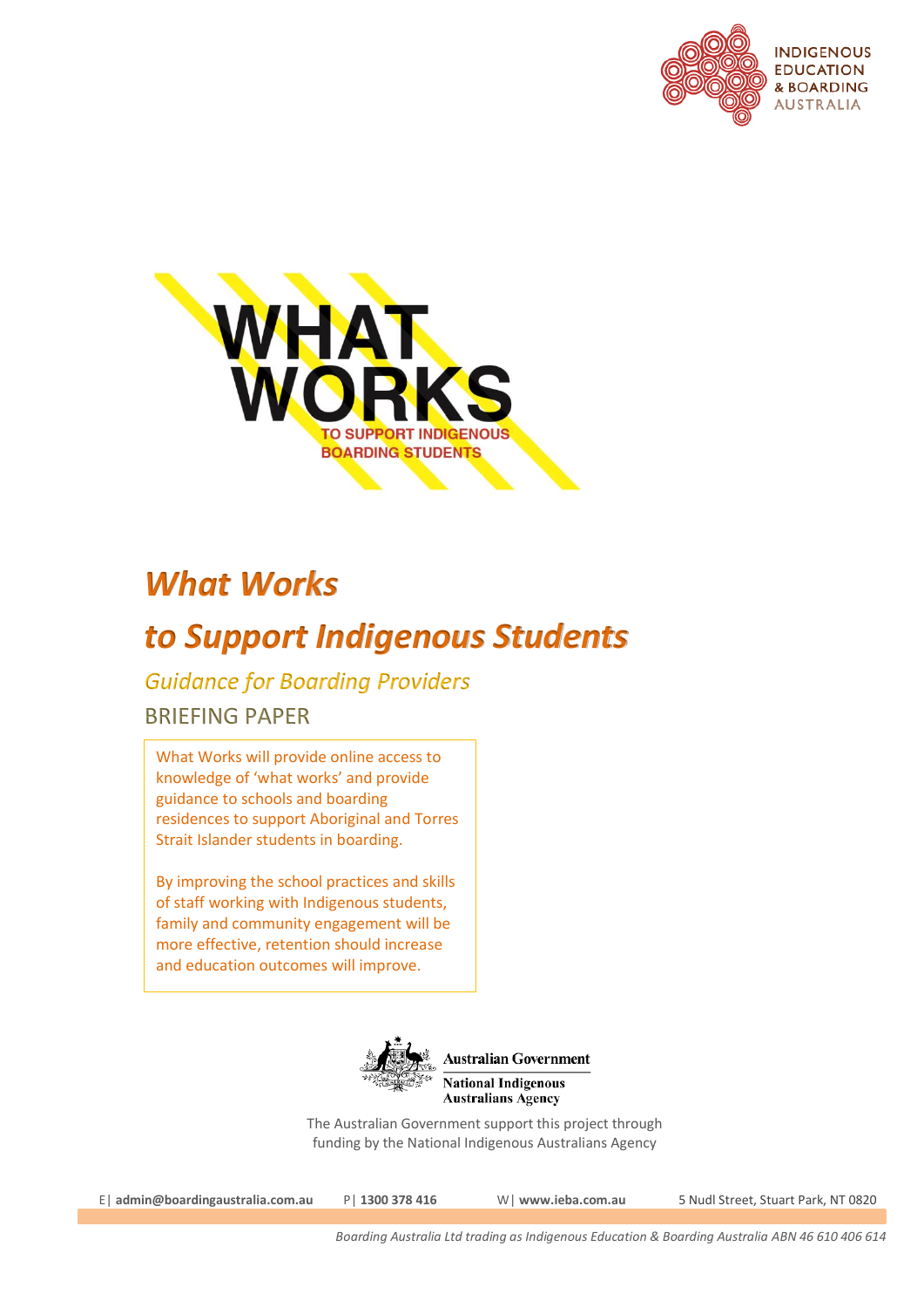INDIGENOUS EDUCATION & BOARDING AUSTRALIA

WHAT WORKS
TO SUPPORT INDIGENOUS BOARDING STUDENTS

# *What Works to Support Indigenous Students*

## *Guidance for Boarding Providers*

BRIEFING PAPER

What Works will provide online access to knowledge of 'what works' and provide guidance to schools and boarding residences to support Aboriginal and Torres Strait Islander students in boarding.

By improving the school practices and skills of staff working with Indigenous students, family and community engagement will be more effective, retention should increase and education outcomes will improve.

Australian Government
National Indigenous Australians Agency

The Australian Government support this project through funding by the National Indigenous Australians Agency

E| **admin@boardingaustralia.com.au** P| **1300 378 416** W| **www.ieba.com.au** 5 Nudl Street, Stuart Park, NT 0820

*Boarding Australia Ltd trading as Indigenous Education & Boarding Australia ABN 46 610 406 614*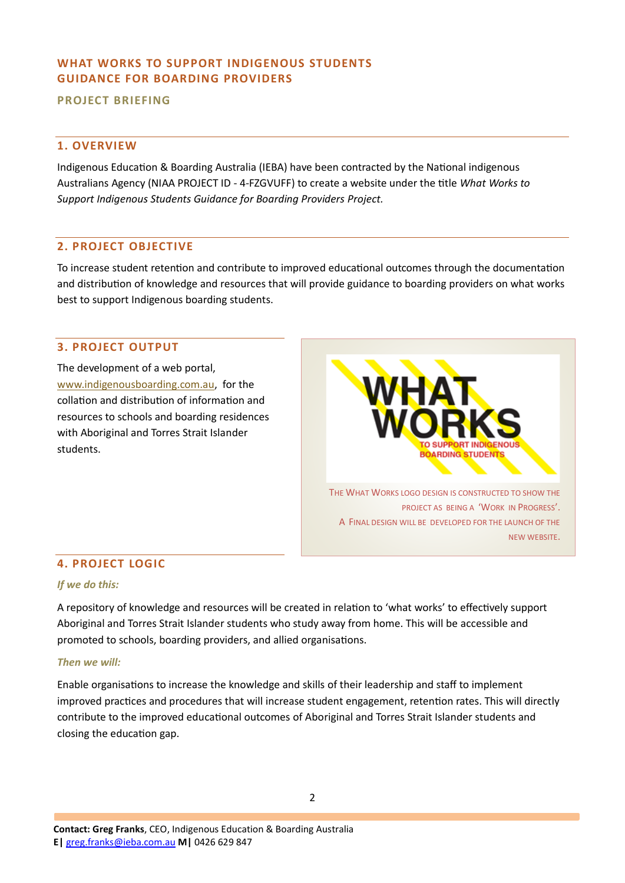## WHAT WORKS TO SUPPORT INDIGENOUS STUDENTS GUIDANCE FOR BOARDING PROVIDERS

### PROJECT BRIEFING

### 1. OVERVIEW

Indigenous Education & Boarding Australia (IEBA) have been contracted by the National indigenous Australians Agency (NIAA PROJECT ID - 4-FZGVUFF) to create a website under the title *What Works to Support Indigenous Students Guidance for Boarding Providers Project.*

### 2. PROJECT OBJECTIVE

To increase student retention and contribute to improved educational outcomes through the documentation and distribution of knowledge and resources that will provide guidance to boarding providers on what works best to support Indigenous boarding students.

### 3. PROJECT OUTPUT

The development of a web portal, www.indigenousboarding.com.au, for the collation and distribution of information and resources to schools and boarding residences with Aboriginal and Torres Strait Islander students.

WHAT WORKS TO SUPPORT INDIGENOUS BOARDING STUDENTS

The What Works logo design is constructed to show the project as being a 'Work in Progress'. A final design will be developed for the launch of the new website.

### 4. PROJECT LOGIC

***If we do this:***

A repository of knowledge and resources will be created in relation to 'what works' to effectively support Aboriginal and Torres Strait Islander students who study away from home. This will be accessible and promoted to schools, boarding providers, and allied organisations.

***Then we will:***

Enable organisations to increase the knowledge and skills of their leadership and staff to implement improved practices and procedures that will increase student engagement, retention rates. This will directly contribute to the improved educational outcomes of Aboriginal and Torres Strait Islander students and closing the education gap.

**Contact: Greg Franks**, CEO, Indigenous Education & Boarding Australia
**E|** greg.franks@ieba.com.au **M|** 0426 629 847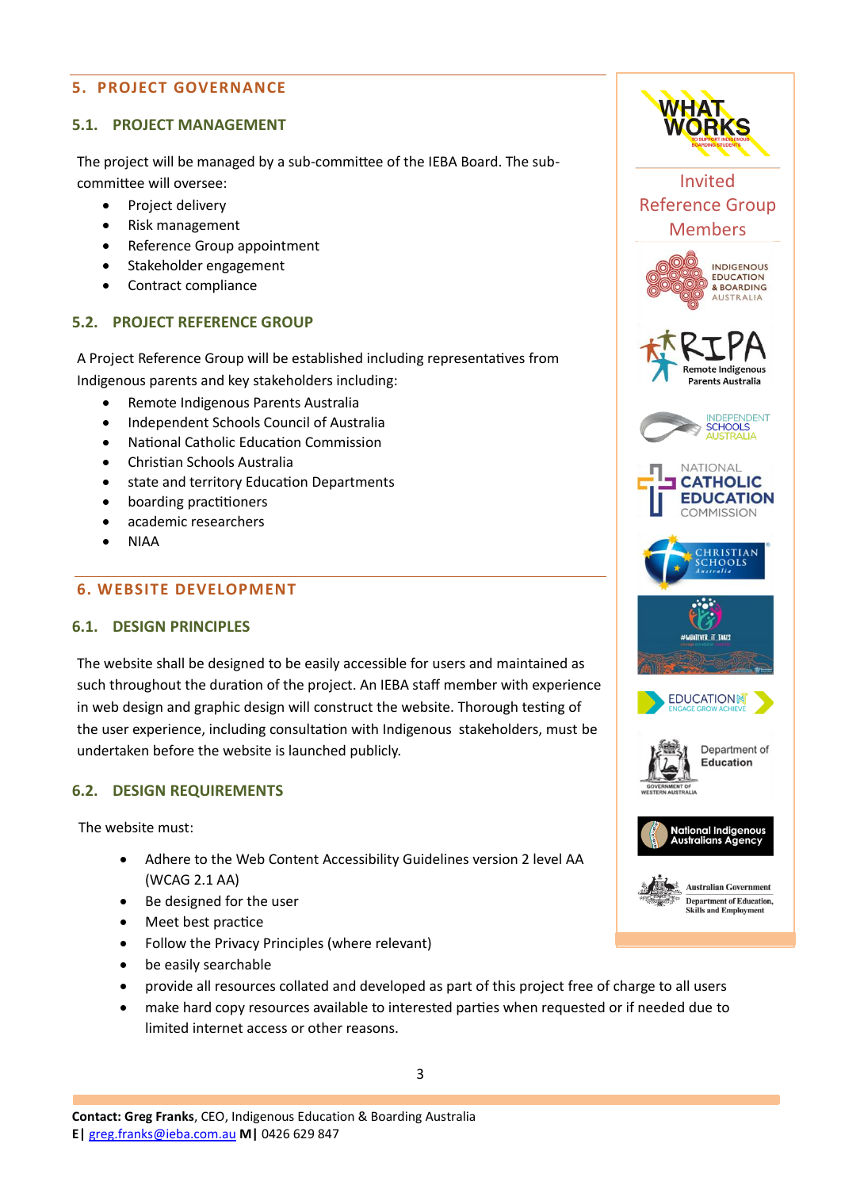## 5. PROJECT GOVERNANCE

### 5.1. PROJECT MANAGEMENT

The project will be managed by a sub-committee of the IEBA Board. The sub-committee will oversee:

- Project delivery
- Risk management
- Reference Group appointment
- Stakeholder engagement
- Contract compliance

### 5.2. PROJECT REFERENCE GROUP

A Project Reference Group will be established including representatives from Indigenous parents and key stakeholders including:

- Remote Indigenous Parents Australia
- Independent Schools Council of Australia
- National Catholic Education Commission
- Christian Schools Australia
- state and territory Education Departments
- boarding practitioners
- academic researchers
- NIAA

## 6. WEBSITE DEVELOPMENT

### 6.1. DESIGN PRINCIPLES

The website shall be designed to be easily accessible for users and maintained as such throughout the duration of the project. An IEBA staff member with experience in web design and graphic design will construct the website. Thorough testing of the user experience, including consultation with Indigenous stakeholders, must be undertaken before the website is launched publicly.

### 6.2. DESIGN REQUIREMENTS

The website must:

- Adhere to the Web Content Accessibility Guidelines version 2 level AA (WCAG 2.1 AA)
- Be designed for the user
- Meet best practice
- Follow the Privacy Principles (where relevant)
- be easily searchable
- provide all resources collated and developed as part of this project free of charge to all users
- make hard copy resources available to interested parties when requested or if needed due to limited internet access or other reasons.

WHAT WORKS

Invited Reference Group Members

Indigenous Education & Boarding Australia

RIPA Remote Indigenous Parents Australia

Independent Schools Australia

National Catholic Education Commission

Christian Schools Australia

#WHATEVER_IT_TAKES

Education NT Engage Grow Achieve

Government of Western Australia Department of Education

National Indigenous Australians Agency

Australian Government Department of Education, Skills and Employment

**Contact: Greg Franks**, CEO, Indigenous Education & Boarding Australia
**E|** greg.franks@ieba.com.au **M|** 0426 629 847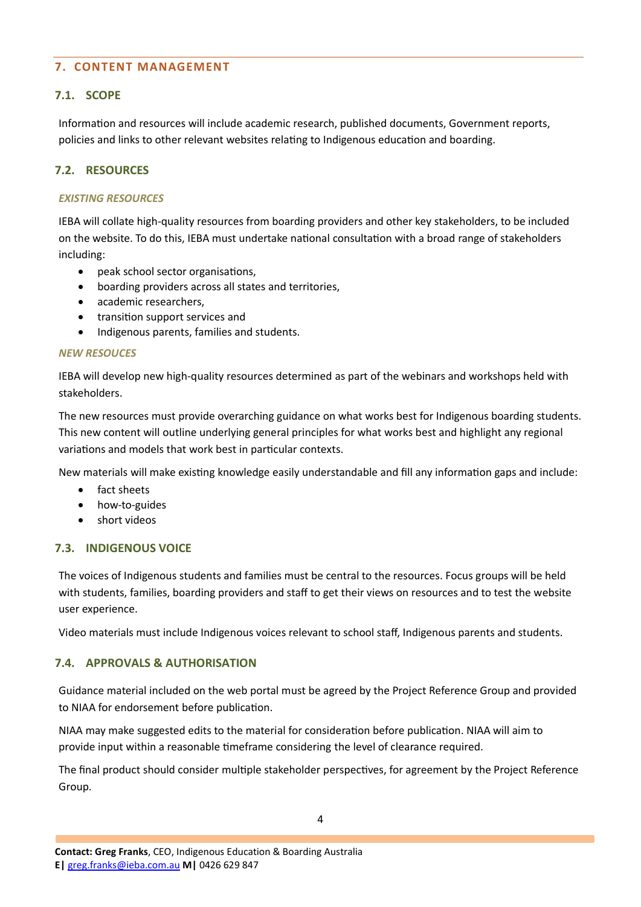## 7. CONTENT MANAGEMENT

### 7.1. SCOPE

Information and resources will include academic research, published documents, Government reports, policies and links to other relevant websites relating to Indigenous education and boarding.

### 7.2. RESOURCES

*EXISTING RESOURCES*

IEBA will collate high-quality resources from boarding providers and other key stakeholders, to be included on the website. To do this, IEBA must undertake national consultation with a broad range of stakeholders including:

- peak school sector organisations,
- boarding providers across all states and territories,
- academic researchers,
- transition support services and
- Indigenous parents, families and students.

*NEW RESOUCES*

IEBA will develop new high-quality resources determined as part of the webinars and workshops held with stakeholders.

The new resources must provide overarching guidance on what works best for Indigenous boarding students. This new content will outline underlying general principles for what works best and highlight any regional variations and models that work best in particular contexts.

New materials will make existing knowledge easily understandable and fill any information gaps and include:

- fact sheets
- how-to-guides
- short videos

### 7.3. INDIGENOUS VOICE

The voices of Indigenous students and families must be central to the resources. Focus groups will be held with students, families, boarding providers and staff to get their views on resources and to test the website user experience.

Video materials must include Indigenous voices relevant to school staff, Indigenous parents and students.

### 7.4. APPROVALS & AUTHORISATION

Guidance material included on the web portal must be agreed by the Project Reference Group and provided to NIAA for endorsement before publication.

NIAA may make suggested edits to the material for consideration before publication. NIAA will aim to provide input within a reasonable timeframe considering the level of clearance required.

The final product should consider multiple stakeholder perspectives, for agreement by the Project Reference Group.

**Contact: Greg Franks**, CEO, Indigenous Education & Boarding Australia
**E|** greg.franks@ieba.com.au **M|** 0426 629 847